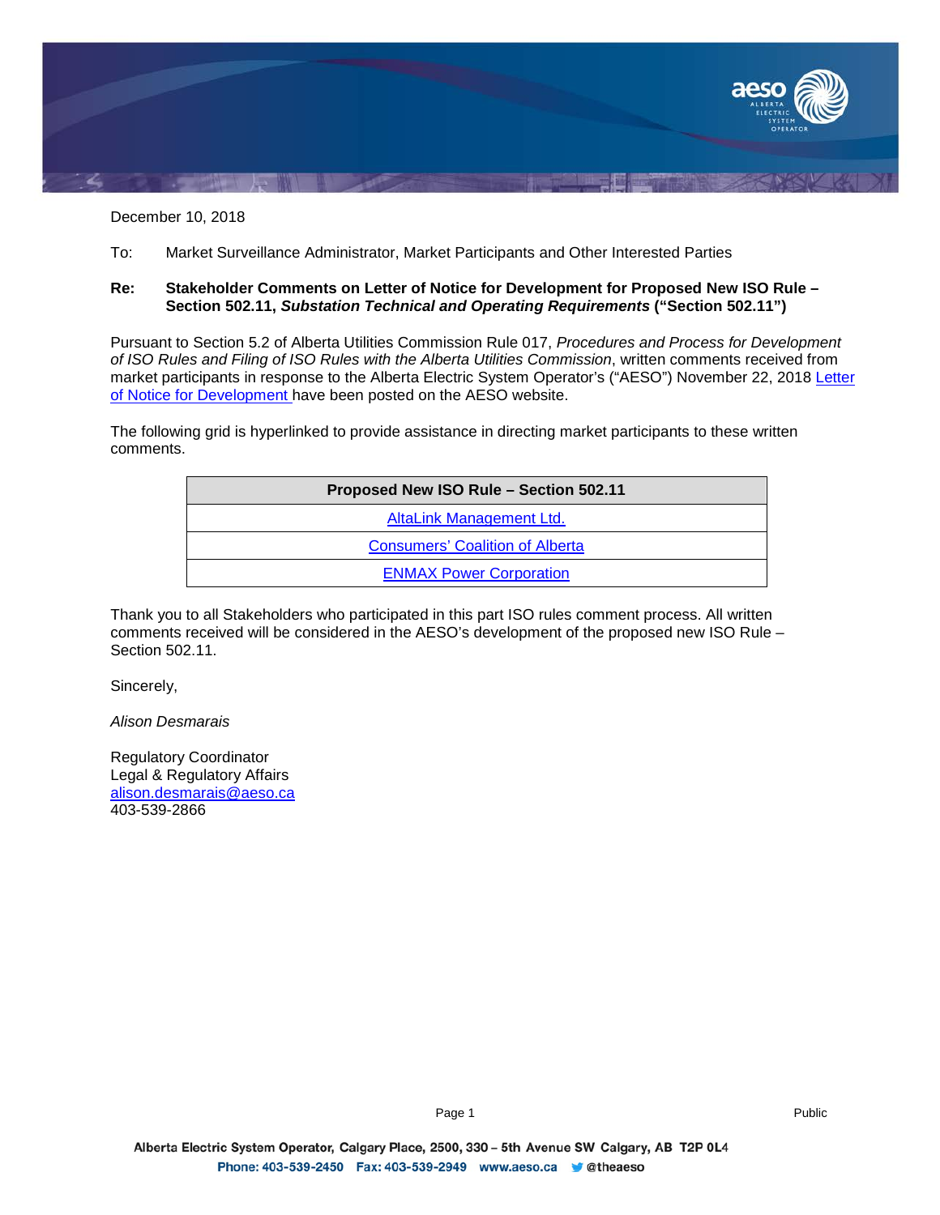December 10, 2018

To: Market Surveillance Administrator, Market Participants and Other Interested Parties

**Re: Stakeholder Comments on Letter of Notice for Development for Proposed New ISO Rule – Section 502.11, *Substation Technical and Operating Requirements* ("Section 502.11")**

Pursuant to Section 5.2 of Alberta Utilities Commission Rule 017, *Procedures and Process for Development of ISO Rules and Filing of ISO Rules with the Alberta Utilities Commission*, written comments received from market participants in response to the Alberta Electric System Operator's ("AESO") November 22, 2018 Letter of Notice for Development have been posted on the AESO website.

The following grid is hyperlinked to provide assistance in directing market participants to these written comments.

| Proposed New ISO Rule – Section 502.11 |
|---|
| AltaLink Management Ltd. |
| Consumers' Coalition of Alberta |
| ENMAX Power Corporation |

Thank you to all Stakeholders who participated in this part ISO rules comment process. All written comments received will be considered in the AESO's development of the proposed new ISO Rule – Section 502.11.

Sincerely,

*Alison Desmarais*

Regulatory Coordinator
Legal & Regulatory Affairs
alison.desmarais@aeso.ca
403-539-2866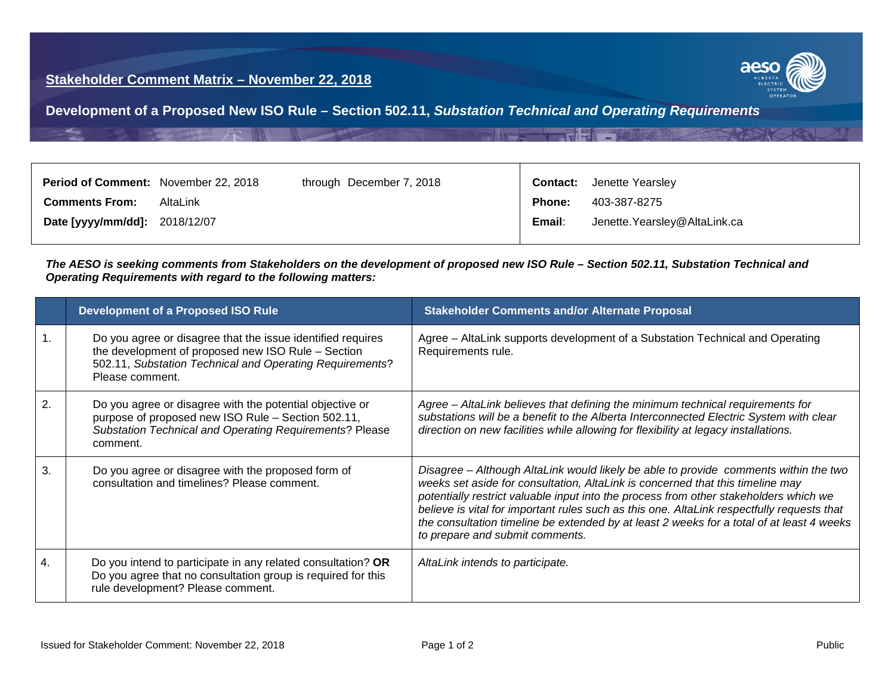# Stakeholder Comment Matrix – November 22, 2018

## Development of a Proposed New ISO Rule – Section 502.11, *Substation Technical and Operating Requirements*

| | | | |
|---|---|---|---|
| **Period of Comment:** November 22, 2018 | through December 7, 2018 | **Contact:** | Jenette Yearsley |
| **Comments From:** AltaLink | | **Phone:** | 403-387-8275 |
| **Date [yyyy/mm/dd]:** 2018/12/07 | | **Email:** | Jenette.Yearsley@AltaLink.ca |

***The AESO is seeking comments from Stakeholders on the development of proposed new ISO Rule – Section 502.11, Substation Technical and Operating Requirements with regard to the following matters:***

| | Development of a Proposed ISO Rule | Stakeholder Comments and/or Alternate Proposal |
|---|---|---|
| 1. | Do you agree or disagree that the issue identified requires the development of proposed new ISO Rule – Section 502.11, *Substation Technical and Operating Requirements*? Please comment. | Agree – AltaLink supports development of a Substation Technical and Operating Requirements rule. |
| 2. | Do you agree or disagree with the potential objective or purpose of proposed new ISO Rule – Section 502.11, *Substation Technical and Operating Requirements*? Please comment. | *Agree – AltaLink believes that defining the minimum technical requirements for substations will be a benefit to the Alberta Interconnected Electric System with clear direction on new facilities while allowing for flexibility at legacy installations.* |
| 3. | Do you agree or disagree with the proposed form of consultation and timelines? Please comment. | *Disagree – Although AltaLink would likely be able to provide comments within the two weeks set aside for consultation, AltaLink is concerned that this timeline may potentially restrict valuable input into the process from other stakeholders which we believe is vital for important rules such as this one. AltaLink respectfully requests that the consultation timeline be extended by at least 2 weeks for a total of at least 4 weeks to prepare and submit comments.* |
| 4. | Do you intend to participate in any related consultation? **OR** Do you agree that no consultation group is required for this rule development? Please comment. | *AltaLink intends to participate.* |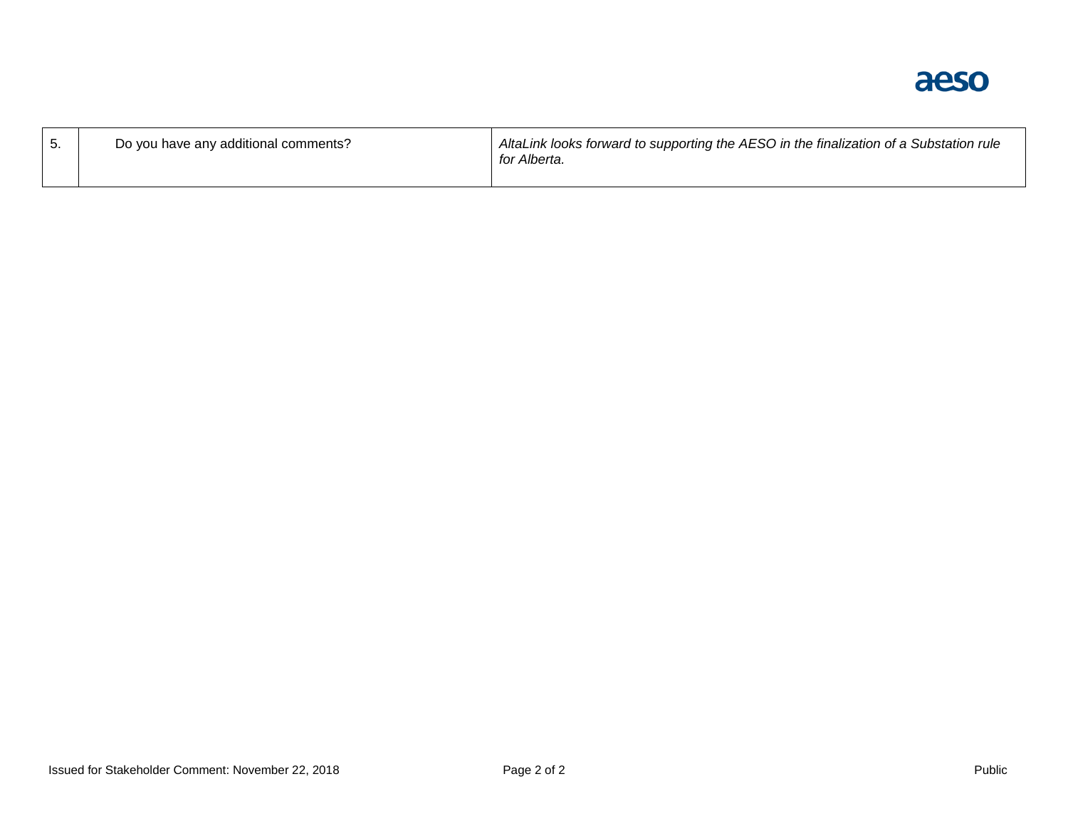| | | |
|---|---|---|
| 5. | Do you have any additional comments? | *AltaLink looks forward to supporting the AESO in the finalization of a Substation rule for Alberta.* |

Issued for Stakeholder Comment: November 22, 2018

Public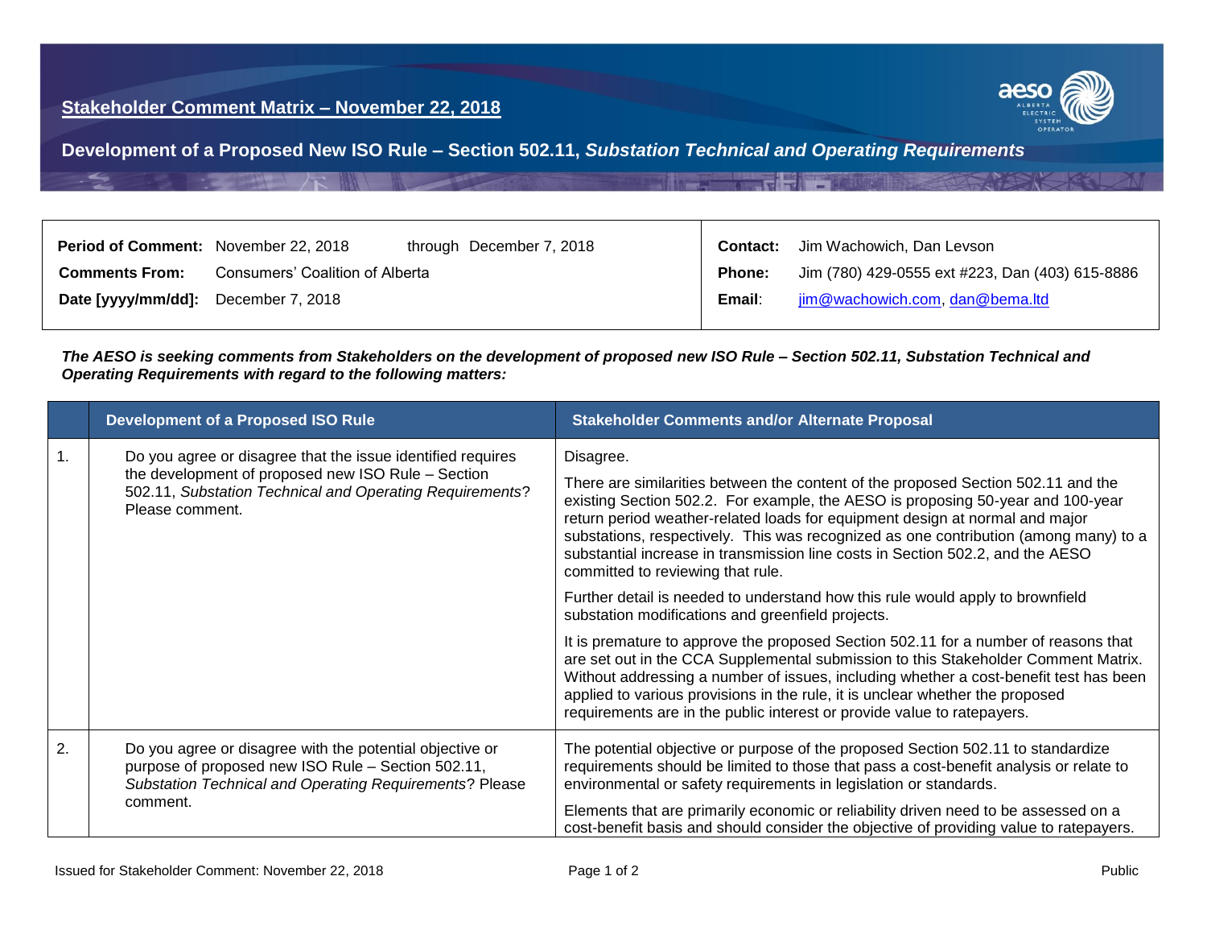## Stakeholder Comment Matrix – November 22, 2018

## Development of a Proposed New ISO Rule – Section 502.11, *Substation Technical and Operating Requirements*

| | | | |
|---|---|---|---|
| **Period of Comment:** | November 22, 2018 through December 7, 2018 | **Contact:** | Jim Wachowich, Dan Levson |
| **Comments From:** | Consumers' Coalition of Alberta | **Phone:** | Jim (780) 429-0555 ext #223, Dan (403) 615-8886 |
| **Date [yyyy/mm/dd]:** | December 7, 2018 | **Email:** | jim@wachowich.com, dan@bema.ltd |

***The AESO is seeking comments from Stakeholders on the development of proposed new ISO Rule – Section 502.11, Substation Technical and Operating Requirements with regard to the following matters:***

| | Development of a Proposed ISO Rule | Stakeholder Comments and/or Alternate Proposal |
|---|---|---|
| 1. | Do you agree or disagree that the issue identified requires the development of proposed new ISO Rule – Section 502.11, *Substation Technical and Operating Requirements*? Please comment. | Disagree.<br><br>There are similarities between the content of the proposed Section 502.11 and the existing Section 502.2. For example, the AESO is proposing 50-year and 100-year return period weather-related loads for equipment design at normal and major substations, respectively. This was recognized as one contribution (among many) to a substantial increase in transmission line costs in Section 502.2, and the AESO committed to reviewing that rule.<br><br>Further detail is needed to understand how this rule would apply to brownfield substation modifications and greenfield projects.<br><br>It is premature to approve the proposed Section 502.11 for a number of reasons that are set out in the CCA Supplemental submission to this Stakeholder Comment Matrix. Without addressing a number of issues, including whether a cost-benefit test has been applied to various provisions in the rule, it is unclear whether the proposed requirements are in the public interest or provide value to ratepayers. |
| 2. | Do you agree or disagree with the potential objective or purpose of proposed new ISO Rule – Section 502.11, *Substation Technical and Operating Requirements*? Please comment. | The potential objective or purpose of the proposed Section 502.11 to standardize requirements should be limited to those that pass a cost-benefit analysis or relate to environmental or safety requirements in legislation or standards.<br><br>Elements that are primarily economic or reliability driven need to be assessed on a cost-benefit basis and should consider the objective of providing value to ratepayers. |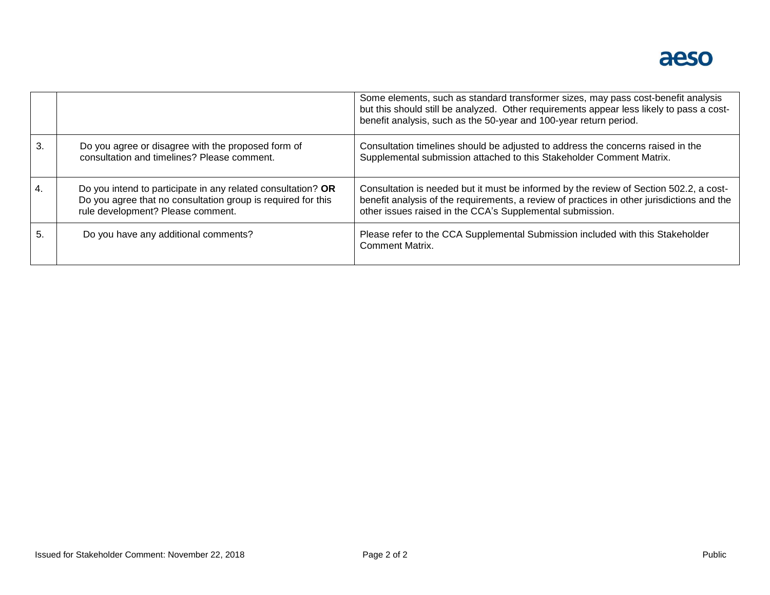| | | |
|---|---|---|
| | | Some elements, such as standard transformer sizes, may pass cost-benefit analysis but this should still be analyzed. Other requirements appear less likely to pass a cost-benefit analysis, such as the 50-year and 100-year return period. |
| 3. | Do you agree or disagree with the proposed form of consultation and timelines? Please comment. | Consultation timelines should be adjusted to address the concerns raised in the Supplemental submission attached to this Stakeholder Comment Matrix. |
| 4. | Do you intend to participate in any related consultation? **OR** Do you agree that no consultation group is required for this rule development? Please comment. | Consultation is needed but it must be informed by the review of Section 502.2, a cost-benefit analysis of the requirements, a review of practices in other jurisdictions and the other issues raised in the CCA's Supplemental submission. |
| 5. | Do you have any additional comments? | Please refer to the CCA Supplemental Submission included with this Stakeholder Comment Matrix. |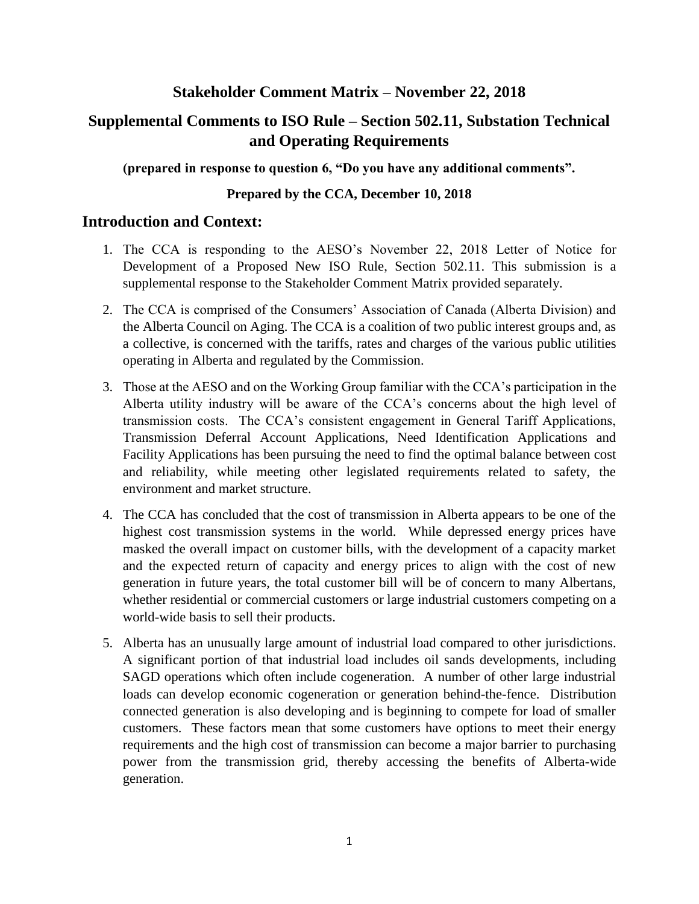# Stakeholder Comment Matrix – November 22, 2018

## Supplemental Comments to ISO Rule – Section 502.11, Substation Technical and Operating Requirements

**(prepared in response to question 6, "Do you have any additional comments".**

**Prepared by the CCA, December 10, 2018**

## Introduction and Context:

1. The CCA is responding to the AESO's November 22, 2018 Letter of Notice for Development of a Proposed New ISO Rule, Section 502.11. This submission is a supplemental response to the Stakeholder Comment Matrix provided separately.
2. The CCA is comprised of the Consumers' Association of Canada (Alberta Division) and the Alberta Council on Aging. The CCA is a coalition of two public interest groups and, as a collective, is concerned with the tariffs, rates and charges of the various public utilities operating in Alberta and regulated by the Commission.
3. Those at the AESO and on the Working Group familiar with the CCA's participation in the Alberta utility industry will be aware of the CCA's concerns about the high level of transmission costs. The CCA's consistent engagement in General Tariff Applications, Transmission Deferral Account Applications, Need Identification Applications and Facility Applications has been pursuing the need to find the optimal balance between cost and reliability, while meeting other legislated requirements related to safety, the environment and market structure.
4. The CCA has concluded that the cost of transmission in Alberta appears to be one of the highest cost transmission systems in the world. While depressed energy prices have masked the overall impact on customer bills, with the development of a capacity market and the expected return of capacity and energy prices to align with the cost of new generation in future years, the total customer bill will be of concern to many Albertans, whether residential or commercial customers or large industrial customers competing on a world-wide basis to sell their products.
5. Alberta has an unusually large amount of industrial load compared to other jurisdictions. A significant portion of that industrial load includes oil sands developments, including SAGD operations which often include cogeneration. A number of other large industrial loads can develop economic cogeneration or generation behind-the-fence. Distribution connected generation is also developing and is beginning to compete for load of smaller customers. These factors mean that some customers have options to meet their energy requirements and the high cost of transmission can become a major barrier to purchasing power from the transmission grid, thereby accessing the benefits of Alberta-wide generation.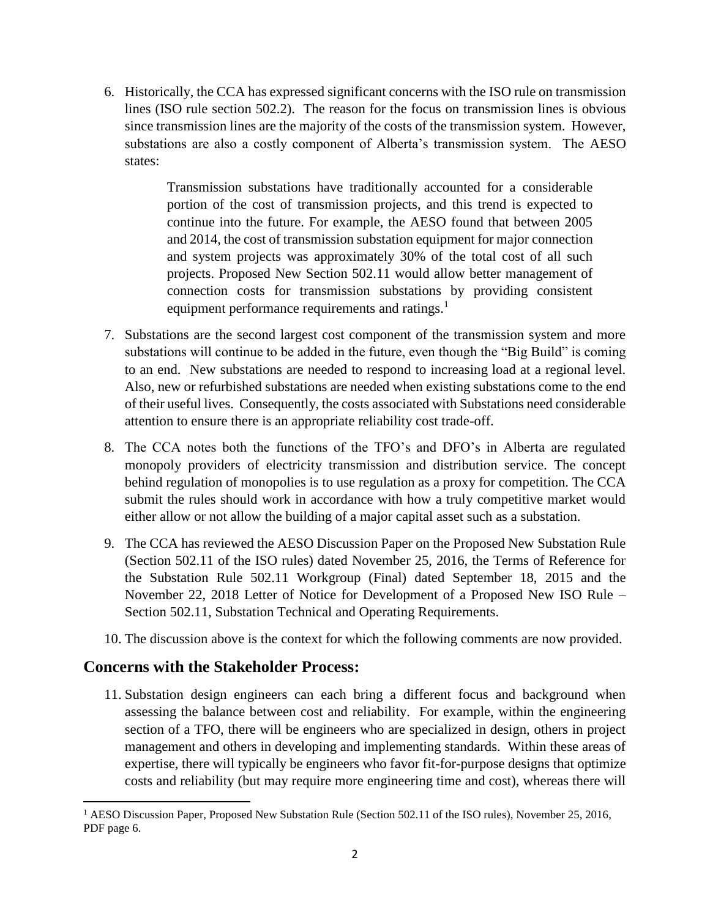6. Historically, the CCA has expressed significant concerns with the ISO rule on transmission lines (ISO rule section 502.2). The reason for the focus on transmission lines is obvious since transmission lines are the majority of the costs of the transmission system. However, substations are also a costly component of Alberta's transmission system. The AESO states:

> Transmission substations have traditionally accounted for a considerable portion of the cost of transmission projects, and this trend is expected to continue into the future. For example, the AESO found that between 2005 and 2014, the cost of transmission substation equipment for major connection and system projects was approximately 30% of the total cost of all such projects. Proposed New Section 502.11 would allow better management of connection costs for transmission substations by providing consistent equipment performance requirements and ratings.[1]

7. Substations are the second largest cost component of the transmission system and more substations will continue to be added in the future, even though the "Big Build" is coming to an end. New substations are needed to respond to increasing load at a regional level. Also, new or refurbished substations are needed when existing substations come to the end of their useful lives. Consequently, the costs associated with Substations need considerable attention to ensure there is an appropriate reliability cost trade-off.

8. The CCA notes both the functions of the TFO's and DFO's in Alberta are regulated monopoly providers of electricity transmission and distribution service. The concept behind regulation of monopolies is to use regulation as a proxy for competition. The CCA submit the rules should work in accordance with how a truly competitive market would either allow or not allow the building of a major capital asset such as a substation.

9. The CCA has reviewed the AESO Discussion Paper on the Proposed New Substation Rule (Section 502.11 of the ISO rules) dated November 25, 2016, the Terms of Reference for the Substation Rule 502.11 Workgroup (Final) dated September 18, 2015 and the November 22, 2018 Letter of Notice for Development of a Proposed New ISO Rule – Section 502.11, Substation Technical and Operating Requirements.

10. The discussion above is the context for which the following comments are now provided.

## Concerns with the Stakeholder Process:

11. Substation design engineers can each bring a different focus and background when assessing the balance between cost and reliability. For example, within the engineering section of a TFO, there will be engineers who are specialized in design, others in project management and others in developing and implementing standards. Within these areas of expertise, there will typically be engineers who favor fit-for-purpose designs that optimize costs and reliability (but may require more engineering time and cost), whereas there will

---

[1] AESO Discussion Paper, Proposed New Substation Rule (Section 502.11 of the ISO rules), November 25, 2016, PDF page 6.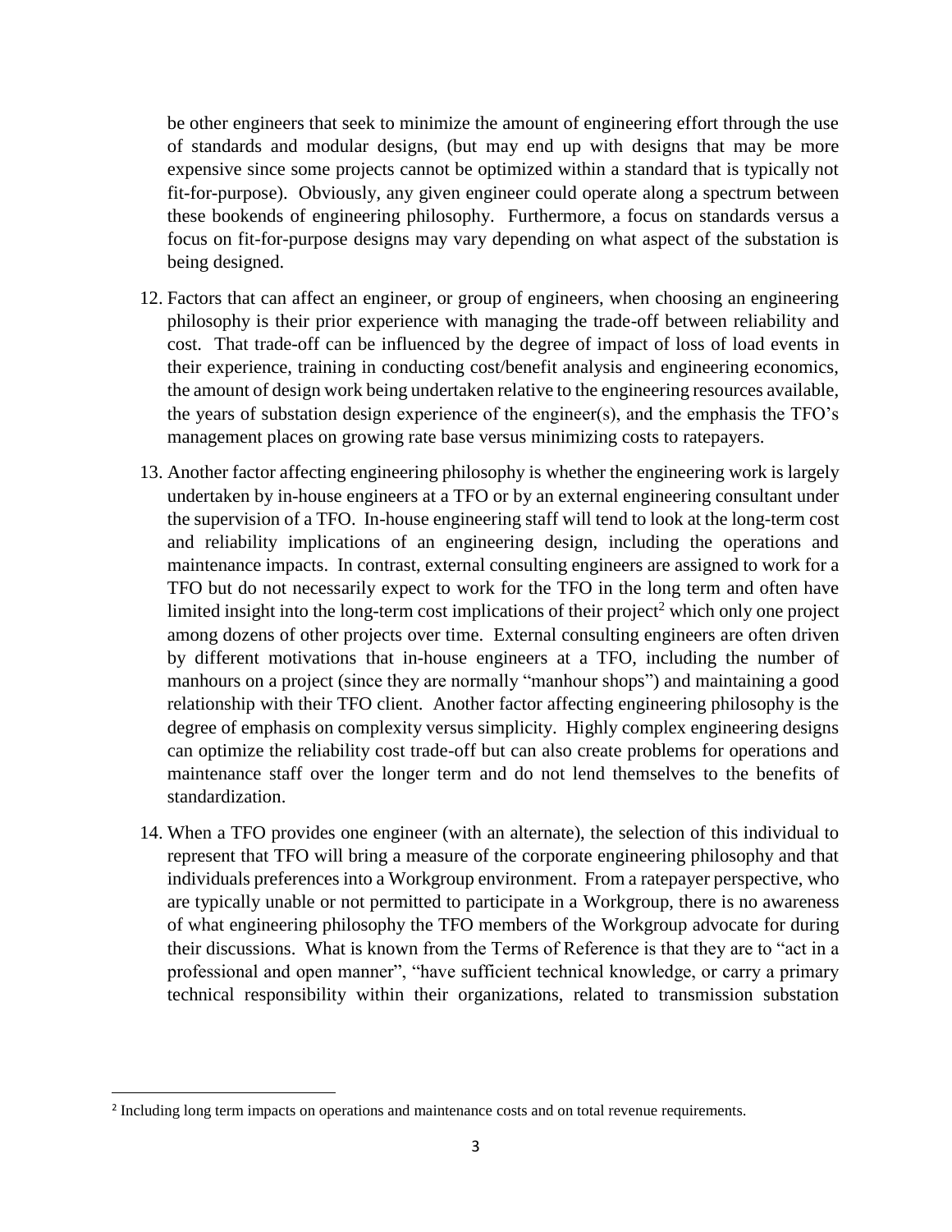be other engineers that seek to minimize the amount of engineering effort through the use of standards and modular designs, (but may end up with designs that may be more expensive since some projects cannot be optimized within a standard that is typically not fit-for-purpose). Obviously, any given engineer could operate along a spectrum between these bookends of engineering philosophy. Furthermore, a focus on standards versus a focus on fit-for-purpose designs may vary depending on what aspect of the substation is being designed.

12. Factors that can affect an engineer, or group of engineers, when choosing an engineering philosophy is their prior experience with managing the trade-off between reliability and cost. That trade-off can be influenced by the degree of impact of loss of load events in their experience, training in conducting cost/benefit analysis and engineering economics, the amount of design work being undertaken relative to the engineering resources available, the years of substation design experience of the engineer(s), and the emphasis the TFO's management places on growing rate base versus minimizing costs to ratepayers.

13. Another factor affecting engineering philosophy is whether the engineering work is largely undertaken by in-house engineers at a TFO or by an external engineering consultant under the supervision of a TFO. In-house engineering staff will tend to look at the long-term cost and reliability implications of an engineering design, including the operations and maintenance impacts. In contrast, external consulting engineers are assigned to work for a TFO but do not necessarily expect to work for the TFO in the long term and often have limited insight into the long-term cost implications of their project[2] which only one project among dozens of other projects over time. External consulting engineers are often driven by different motivations that in-house engineers at a TFO, including the number of manhours on a project (since they are normally "manhour shops") and maintaining a good relationship with their TFO client. Another factor affecting engineering philosophy is the degree of emphasis on complexity versus simplicity. Highly complex engineering designs can optimize the reliability cost trade-off but can also create problems for operations and maintenance staff over the longer term and do not lend themselves to the benefits of standardization.

14. When a TFO provides one engineer (with an alternate), the selection of this individual to represent that TFO will bring a measure of the corporate engineering philosophy and that individuals preferences into a Workgroup environment. From a ratepayer perspective, who are typically unable or not permitted to participate in a Workgroup, there is no awareness of what engineering philosophy the TFO members of the Workgroup advocate for during their discussions. What is known from the Terms of Reference is that they are to "act in a professional and open manner", "have sufficient technical knowledge, or carry a primary technical responsibility within their organizations, related to transmission substation

---

[2] Including long term impacts on operations and maintenance costs and on total revenue requirements.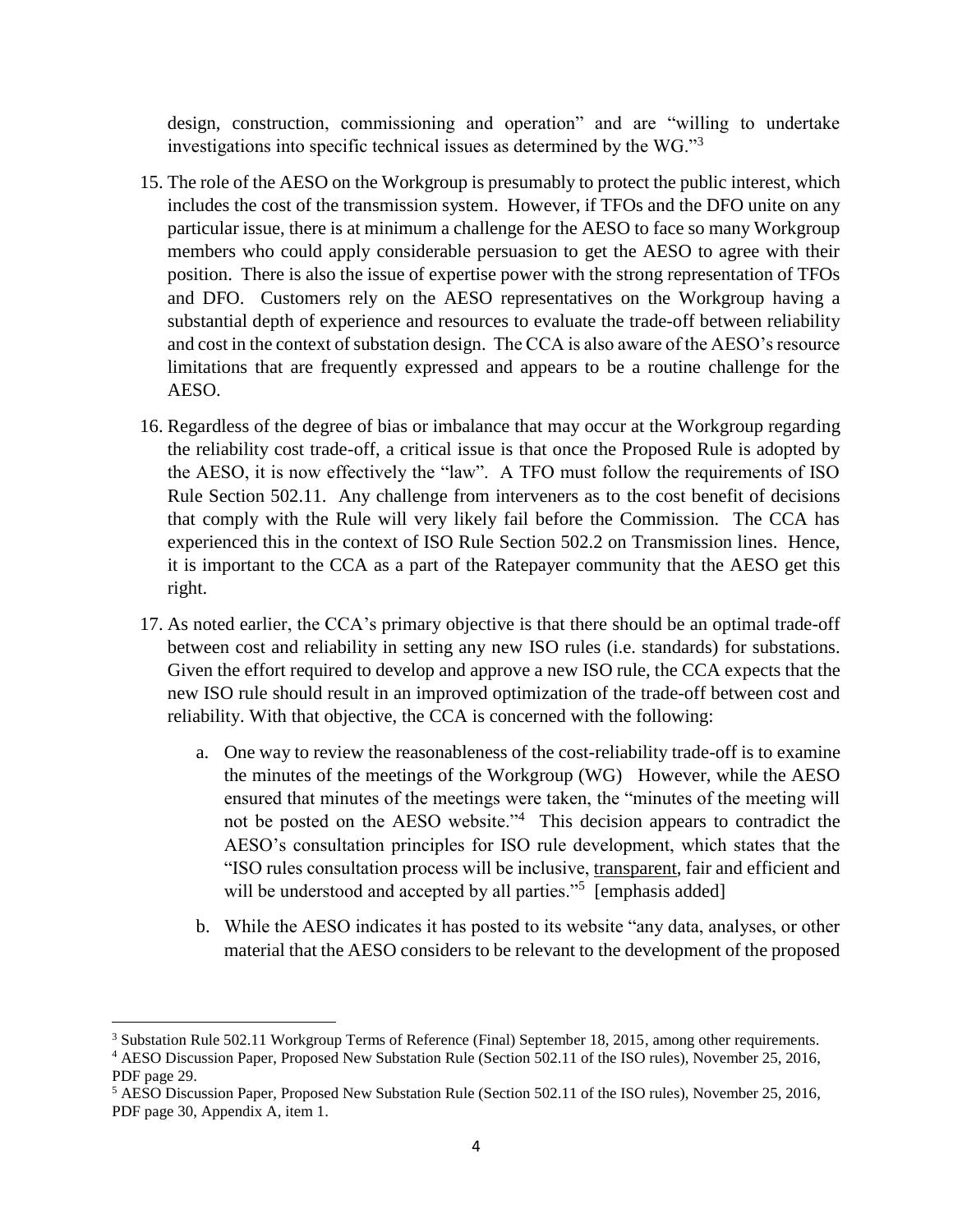design, construction, commissioning and operation" and are "willing to undertake investigations into specific technical issues as determined by the WG."[3]

15. The role of the AESO on the Workgroup is presumably to protect the public interest, which includes the cost of the transmission system. However, if TFOs and the DFO unite on any particular issue, there is at minimum a challenge for the AESO to face so many Workgroup members who could apply considerable persuasion to get the AESO to agree with their position. There is also the issue of expertise power with the strong representation of TFOs and DFO. Customers rely on the AESO representatives on the Workgroup having a substantial depth of experience and resources to evaluate the trade-off between reliability and cost in the context of substation design. The CCA is also aware of the AESO's resource limitations that are frequently expressed and appears to be a routine challenge for the AESO.

16. Regardless of the degree of bias or imbalance that may occur at the Workgroup regarding the reliability cost trade-off, a critical issue is that once the Proposed Rule is adopted by the AESO, it is now effectively the "law". A TFO must follow the requirements of ISO Rule Section 502.11. Any challenge from interveners as to the cost benefit of decisions that comply with the Rule will very likely fail before the Commission. The CCA has experienced this in the context of ISO Rule Section 502.2 on Transmission lines. Hence, it is important to the CCA as a part of the Ratepayer community that the AESO get this right.

17. As noted earlier, the CCA's primary objective is that there should be an optimal trade-off between cost and reliability in setting any new ISO rules (i.e. standards) for substations. Given the effort required to develop and approve a new ISO rule, the CCA expects that the new ISO rule should result in an improved optimization of the trade-off between cost and reliability. With that objective, the CCA is concerned with the following:

    a. One way to review the reasonableness of the cost-reliability trade-off is to examine the minutes of the meetings of the Workgroup (WG) However, while the AESO ensured that minutes of the meetings were taken, the "minutes of the meeting will not be posted on the AESO website."[4] This decision appears to contradict the AESO's consultation principles for ISO rule development, which states that the "ISO rules consultation process will be inclusive, <u>transparent</u>, fair and efficient and will be understood and accepted by all parties."[5] [emphasis added]

    b. While the AESO indicates it has posted to its website "any data, analyses, or other material that the AESO considers to be relevant to the development of the proposed

---

[3] Substation Rule 502.11 Workgroup Terms of Reference (Final) September 18, 2015, among other requirements.

[4] AESO Discussion Paper, Proposed New Substation Rule (Section 502.11 of the ISO rules), November 25, 2016, PDF page 29.

[5] AESO Discussion Paper, Proposed New Substation Rule (Section 502.11 of the ISO rules), November 25, 2016, PDF page 30, Appendix A, item 1.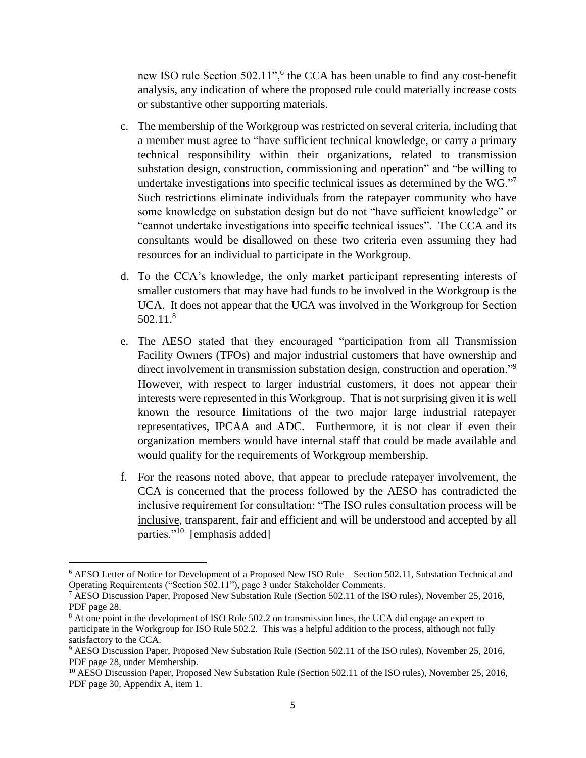new ISO rule Section 502.11",[6] the CCA has been unable to find any cost-benefit analysis, any indication of where the proposed rule could materially increase costs or substantive other supporting materials.

c. The membership of the Workgroup was restricted on several criteria, including that a member must agree to "have sufficient technical knowledge, or carry a primary technical responsibility within their organizations, related to transmission substation design, construction, commissioning and operation" and "be willing to undertake investigations into specific technical issues as determined by the WG."[7] Such restrictions eliminate individuals from the ratepayer community who have some knowledge on substation design but do not "have sufficient knowledge" or "cannot undertake investigations into specific technical issues". The CCA and its consultants would be disallowed on these two criteria even assuming they had resources for an individual to participate in the Workgroup.

d. To the CCA's knowledge, the only market participant representing interests of smaller customers that may have had funds to be involved in the Workgroup is the UCA. It does not appear that the UCA was involved in the Workgroup for Section 502.11.[8]

e. The AESO stated that they encouraged "participation from all Transmission Facility Owners (TFOs) and major industrial customers that have ownership and direct involvement in transmission substation design, construction and operation."[9] However, with respect to larger industrial customers, it does not appear their interests were represented in this Workgroup. That is not surprising given it is well known the resource limitations of the two major large industrial ratepayer representatives, IPCAA and ADC. Furthermore, it is not clear if even their organization members would have internal staff that could be made available and would qualify for the requirements of Workgroup membership.

f. For the reasons noted above, that appear to preclude ratepayer involvement, the CCA is concerned that the process followed by the AESO has contradicted the inclusive requirement for consultation: "The ISO rules consultation process will be <u>inclusive</u>, transparent, fair and efficient and will be understood and accepted by all parties."[10] [emphasis added]

---

[6] AESO Letter of Notice for Development of a Proposed New ISO Rule – Section 502.11, Substation Technical and Operating Requirements ("Section 502.11"), page 3 under Stakeholder Comments.

[7] AESO Discussion Paper, Proposed New Substation Rule (Section 502.11 of the ISO rules), November 25, 2016, PDF page 28.

[8] At one point in the development of ISO Rule 502.2 on transmission lines, the UCA did engage an expert to participate in the Workgroup for ISO Rule 502.2. This was a helpful addition to the process, although not fully satisfactory to the CCA.

[9] AESO Discussion Paper, Proposed New Substation Rule (Section 502.11 of the ISO rules), November 25, 2016, PDF page 28, under Membership.

[10] AESO Discussion Paper, Proposed New Substation Rule (Section 502.11 of the ISO rules), November 25, 2016, PDF page 30, Appendix A, item 1.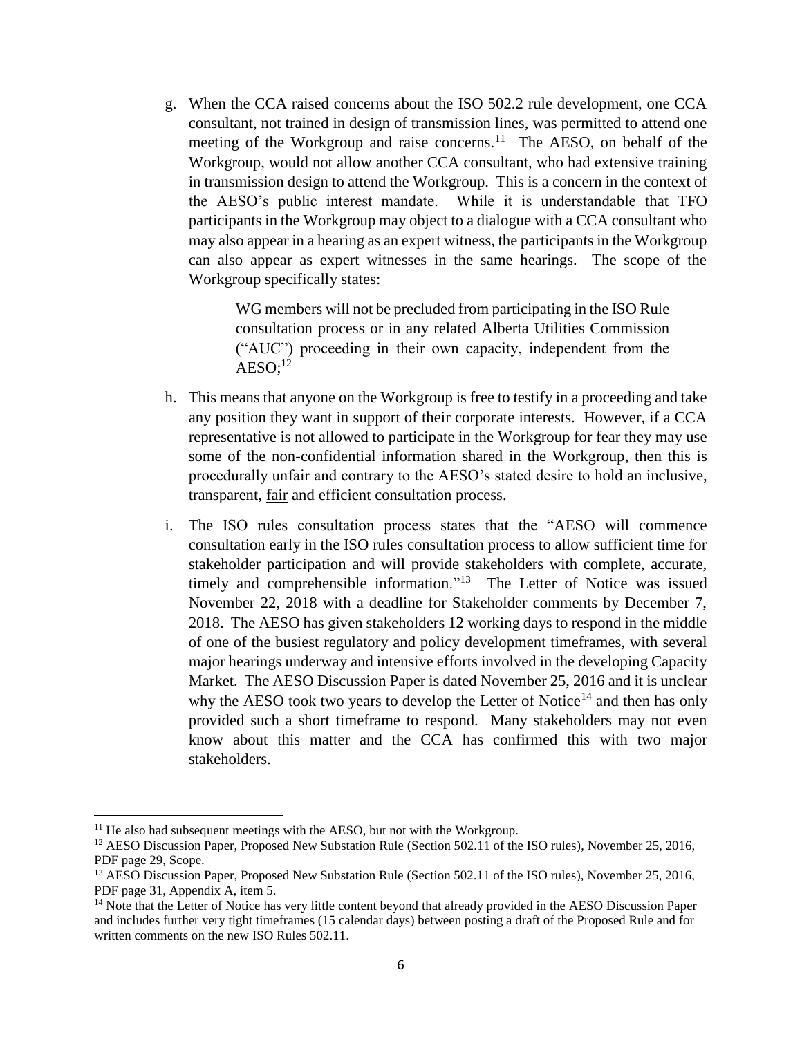g. When the CCA raised concerns about the ISO 502.2 rule development, one CCA consultant, not trained in design of transmission lines, was permitted to attend one meeting of the Workgroup and raise concerns.[11] The AESO, on behalf of the Workgroup, would not allow another CCA consultant, who had extensive training in transmission design to attend the Workgroup. This is a concern in the context of the AESO's public interest mandate. While it is understandable that TFO participants in the Workgroup may object to a dialogue with a CCA consultant who may also appear in a hearing as an expert witness, the participants in the Workgroup can also appear as expert witnesses in the same hearings. The scope of the Workgroup specifically states:

> WG members will not be precluded from participating in the ISO Rule consultation process or in any related Alberta Utilities Commission ("AUC") proceeding in their own capacity, independent from the AESO;[12]

h. This means that anyone on the Workgroup is free to testify in a proceeding and take any position they want in support of their corporate interests. However, if a CCA representative is not allowed to participate in the Workgroup for fear they may use some of the non-confidential information shared in the Workgroup, then this is procedurally unfair and contrary to the AESO's stated desire to hold an <u>inclusive</u>, transparent, <u>fair</u> and efficient consultation process.

i. The ISO rules consultation process states that the "AESO will commence consultation early in the ISO rules consultation process to allow sufficient time for stakeholder participation and will provide stakeholders with complete, accurate, timely and comprehensible information."[13] The Letter of Notice was issued November 22, 2018 with a deadline for Stakeholder comments by December 7, 2018. The AESO has given stakeholders 12 working days to respond in the middle of one of the busiest regulatory and policy development timeframes, with several major hearings underway and intensive efforts involved in the developing Capacity Market. The AESO Discussion Paper is dated November 25, 2016 and it is unclear why the AESO took two years to develop the Letter of Notice[14] and then has only provided such a short timeframe to respond. Many stakeholders may not even know about this matter and the CCA has confirmed this with two major stakeholders.

---

[11] He also had subsequent meetings with the AESO, but not with the Workgroup.

[12] AESO Discussion Paper, Proposed New Substation Rule (Section 502.11 of the ISO rules), November 25, 2016, PDF page 29, Scope.

[13] AESO Discussion Paper, Proposed New Substation Rule (Section 502.11 of the ISO rules), November 25, 2016, PDF page 31, Appendix A, item 5.

[14] Note that the Letter of Notice has very little content beyond that already provided in the AESO Discussion Paper and includes further very tight timeframes (15 calendar days) between posting a draft of the Proposed Rule and for written comments on the new ISO Rules 502.11.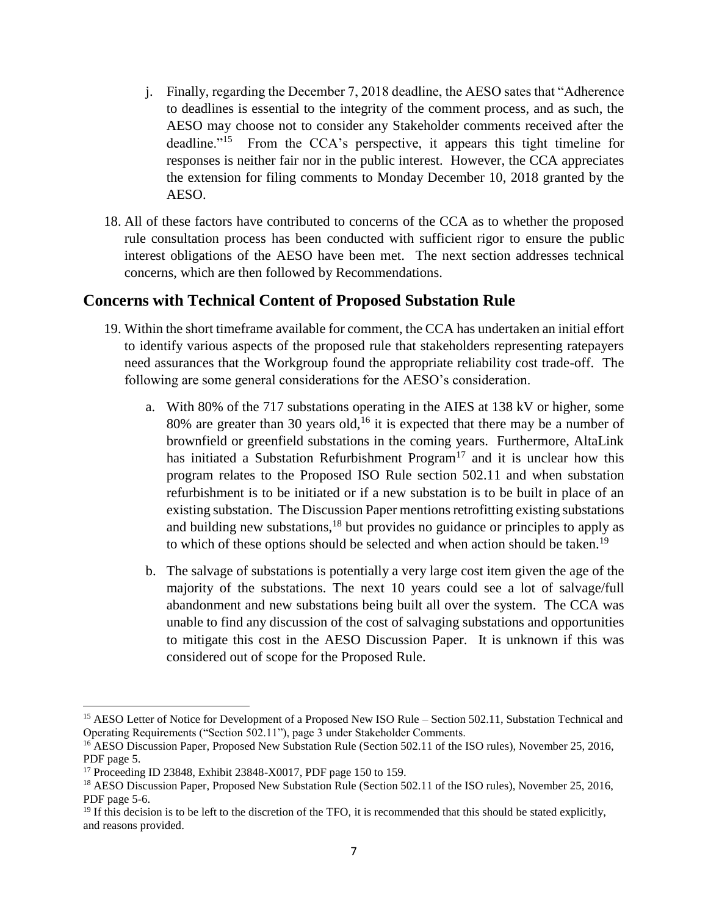j. Finally, regarding the December 7, 2018 deadline, the AESO sates that "Adherence to deadlines is essential to the integrity of the comment process, and as such, the AESO may choose not to consider any Stakeholder comments received after the deadline."[15] From the CCA's perspective, it appears this tight timeline for responses is neither fair nor in the public interest. However, the CCA appreciates the extension for filing comments to Monday December 10, 2018 granted by the AESO.

18. All of these factors have contributed to concerns of the CCA as to whether the proposed rule consultation process has been conducted with sufficient rigor to ensure the public interest obligations of the AESO have been met. The next section addresses technical concerns, which are then followed by Recommendations.

## Concerns with Technical Content of Proposed Substation Rule

19. Within the short timeframe available for comment, the CCA has undertaken an initial effort to identify various aspects of the proposed rule that stakeholders representing ratepayers need assurances that the Workgroup found the appropriate reliability cost trade-off. The following are some general considerations for the AESO's consideration.

   a. With 80% of the 717 substations operating in the AIES at 138 kV or higher, some 80% are greater than 30 years old,[16] it is expected that there may be a number of brownfield or greenfield substations in the coming years. Furthermore, AltaLink has initiated a Substation Refurbishment Program[17] and it is unclear how this program relates to the Proposed ISO Rule section 502.11 and when substation refurbishment is to be initiated or if a new substation is to be built in place of an existing substation. The Discussion Paper mentions retrofitting existing substations and building new substations,[18] but provides no guidance or principles to apply as to which of these options should be selected and when action should be taken.[19]

   b. The salvage of substations is potentially a very large cost item given the age of the majority of the substations. The next 10 years could see a lot of salvage/full abandonment and new substations being built all over the system. The CCA was unable to find any discussion of the cost of salvaging substations and opportunities to mitigate this cost in the AESO Discussion Paper. It is unknown if this was considered out of scope for the Proposed Rule.

---

[15] AESO Letter of Notice for Development of a Proposed New ISO Rule – Section 502.11, Substation Technical and Operating Requirements ("Section 502.11"), page 3 under Stakeholder Comments.

[16] AESO Discussion Paper, Proposed New Substation Rule (Section 502.11 of the ISO rules), November 25, 2016, PDF page 5.

[17] Proceeding ID 23848, Exhibit 23848-X0017, PDF page 150 to 159.

[18] AESO Discussion Paper, Proposed New Substation Rule (Section 502.11 of the ISO rules), November 25, 2016, PDF page 5-6.

[19] If this decision is to be left to the discretion of the TFO, it is recommended that this should be stated explicitly, and reasons provided.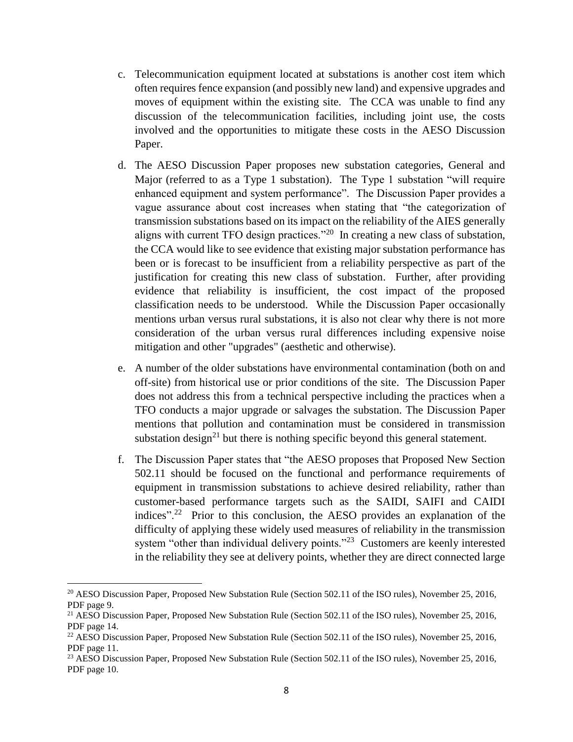c. Telecommunication equipment located at substations is another cost item which often requires fence expansion (and possibly new land) and expensive upgrades and moves of equipment within the existing site. The CCA was unable to find any discussion of the telecommunication facilities, including joint use, the costs involved and the opportunities to mitigate these costs in the AESO Discussion Paper.

d. The AESO Discussion Paper proposes new substation categories, General and Major (referred to as a Type 1 substation). The Type 1 substation "will require enhanced equipment and system performance". The Discussion Paper provides a vague assurance about cost increases when stating that "the categorization of transmission substations based on its impact on the reliability of the AIES generally aligns with current TFO design practices."[20] In creating a new class of substation, the CCA would like to see evidence that existing major substation performance has been or is forecast to be insufficient from a reliability perspective as part of the justification for creating this new class of substation. Further, after providing evidence that reliability is insufficient, the cost impact of the proposed classification needs to be understood. While the Discussion Paper occasionally mentions urban versus rural substations, it is also not clear why there is not more consideration of the urban versus rural differences including expensive noise mitigation and other "upgrades" (aesthetic and otherwise).

e. A number of the older substations have environmental contamination (both on and off-site) from historical use or prior conditions of the site. The Discussion Paper does not address this from a technical perspective including the practices when a TFO conducts a major upgrade or salvages the substation. The Discussion Paper mentions that pollution and contamination must be considered in transmission substation design[21] but there is nothing specific beyond this general statement.

f. The Discussion Paper states that "the AESO proposes that Proposed New Section 502.11 should be focused on the functional and performance requirements of equipment in transmission substations to achieve desired reliability, rather than customer-based performance targets such as the SAIDI, SAIFI and CAIDI indices".[22] Prior to this conclusion, the AESO provides an explanation of the difficulty of applying these widely used measures of reliability in the transmission system "other than individual delivery points."[23] Customers are keenly interested in the reliability they see at delivery points, whether they are direct connected large

---

[20] AESO Discussion Paper, Proposed New Substation Rule (Section 502.11 of the ISO rules), November 25, 2016, PDF page 9.

[21] AESO Discussion Paper, Proposed New Substation Rule (Section 502.11 of the ISO rules), November 25, 2016, PDF page 14.

[22] AESO Discussion Paper, Proposed New Substation Rule (Section 502.11 of the ISO rules), November 25, 2016, PDF page 11.

[23] AESO Discussion Paper, Proposed New Substation Rule (Section 502.11 of the ISO rules), November 25, 2016, PDF page 10.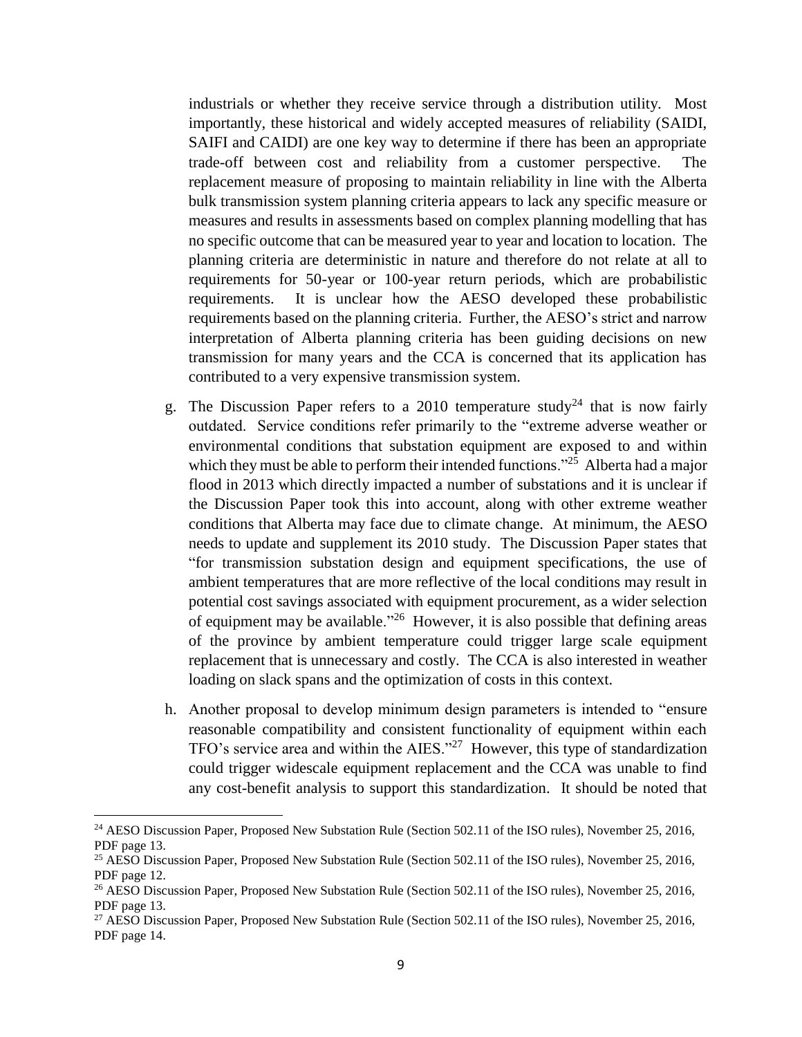industrials or whether they receive service through a distribution utility. Most importantly, these historical and widely accepted measures of reliability (SAIDI, SAIFI and CAIDI) are one key way to determine if there has been an appropriate trade-off between cost and reliability from a customer perspective. The replacement measure of proposing to maintain reliability in line with the Alberta bulk transmission system planning criteria appears to lack any specific measure or measures and results in assessments based on complex planning modelling that has no specific outcome that can be measured year to year and location to location. The planning criteria are deterministic in nature and therefore do not relate at all to requirements for 50-year or 100-year return periods, which are probabilistic requirements. It is unclear how the AESO developed these probabilistic requirements based on the planning criteria. Further, the AESO's strict and narrow interpretation of Alberta planning criteria has been guiding decisions on new transmission for many years and the CCA is concerned that its application has contributed to a very expensive transmission system.

g. The Discussion Paper refers to a 2010 temperature study[24] that is now fairly outdated. Service conditions refer primarily to the "extreme adverse weather or environmental conditions that substation equipment are exposed to and within which they must be able to perform their intended functions."[25] Alberta had a major flood in 2013 which directly impacted a number of substations and it is unclear if the Discussion Paper took this into account, along with other extreme weather conditions that Alberta may face due to climate change. At minimum, the AESO needs to update and supplement its 2010 study. The Discussion Paper states that "for transmission substation design and equipment specifications, the use of ambient temperatures that are more reflective of the local conditions may result in potential cost savings associated with equipment procurement, as a wider selection of equipment may be available."[26] However, it is also possible that defining areas of the province by ambient temperature could trigger large scale equipment replacement that is unnecessary and costly. The CCA is also interested in weather loading on slack spans and the optimization of costs in this context.

h. Another proposal to develop minimum design parameters is intended to "ensure reasonable compatibility and consistent functionality of equipment within each TFO's service area and within the AIES."[27] However, this type of standardization could trigger widescale equipment replacement and the CCA was unable to find any cost-benefit analysis to support this standardization. It should be noted that

---

[24] AESO Discussion Paper, Proposed New Substation Rule (Section 502.11 of the ISO rules), November 25, 2016, PDF page 13.

[25] AESO Discussion Paper, Proposed New Substation Rule (Section 502.11 of the ISO rules), November 25, 2016, PDF page 12.

[26] AESO Discussion Paper, Proposed New Substation Rule (Section 502.11 of the ISO rules), November 25, 2016, PDF page 13.

[27] AESO Discussion Paper, Proposed New Substation Rule (Section 502.11 of the ISO rules), November 25, 2016, PDF page 14.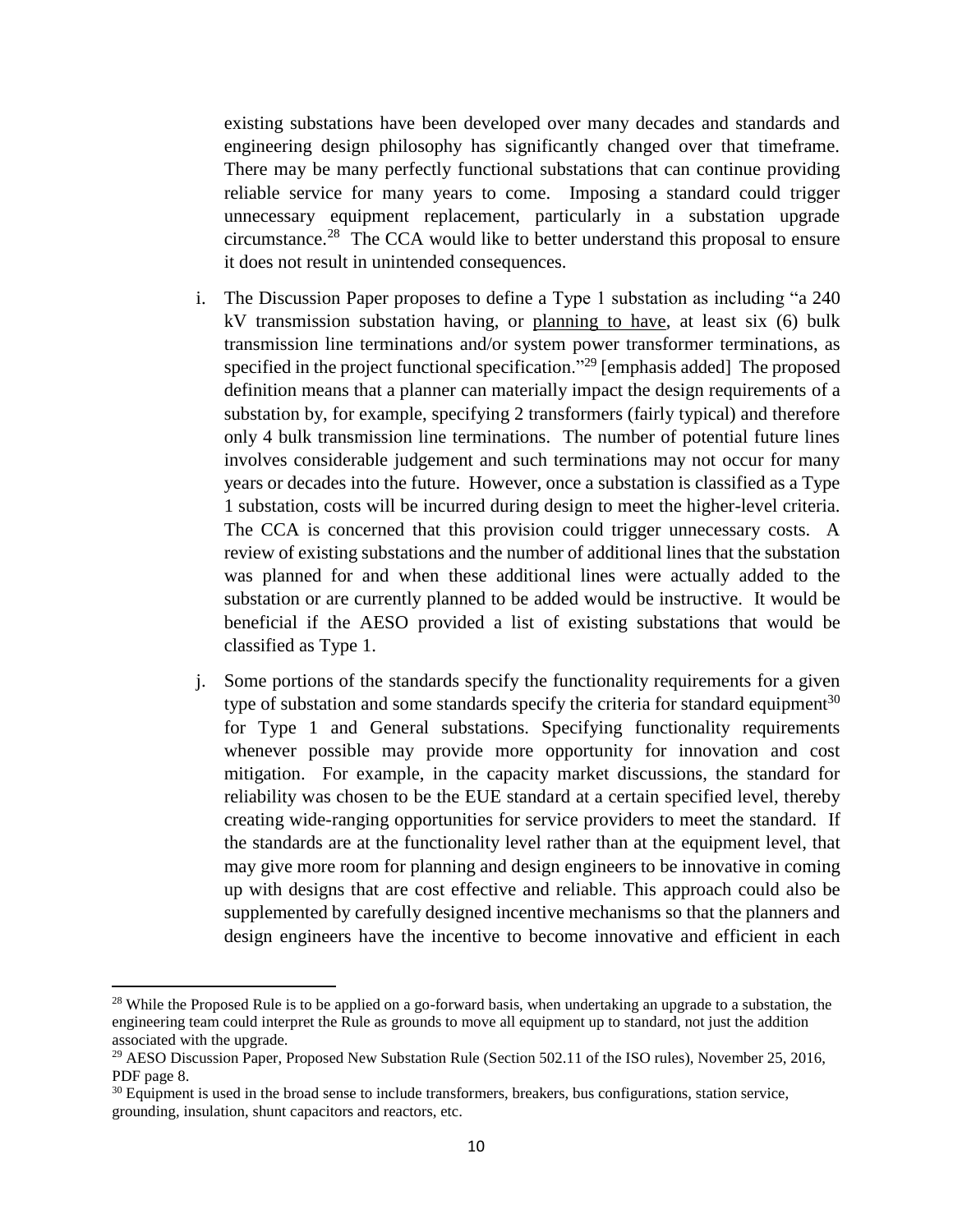existing substations have been developed over many decades and standards and engineering design philosophy has significantly changed over that timeframe. There may be many perfectly functional substations that can continue providing reliable service for many years to come. Imposing a standard could trigger unnecessary equipment replacement, particularly in a substation upgrade circumstance.[28] The CCA would like to better understand this proposal to ensure it does not result in unintended consequences.

i. The Discussion Paper proposes to define a Type 1 substation as including "a 240 kV transmission substation having, or <u>planning to have</u>, at least six (6) bulk transmission line terminations and/or system power transformer terminations, as specified in the project functional specification."[29] [emphasis added] The proposed definition means that a planner can materially impact the design requirements of a substation by, for example, specifying 2 transformers (fairly typical) and therefore only 4 bulk transmission line terminations. The number of potential future lines involves considerable judgement and such terminations may not occur for many years or decades into the future. However, once a substation is classified as a Type 1 substation, costs will be incurred during design to meet the higher-level criteria. The CCA is concerned that this provision could trigger unnecessary costs. A review of existing substations and the number of additional lines that the substation was planned for and when these additional lines were actually added to the substation or are currently planned to be added would be instructive. It would be beneficial if the AESO provided a list of existing substations that would be classified as Type 1.

j. Some portions of the standards specify the functionality requirements for a given type of substation and some standards specify the criteria for standard equipment[30] for Type 1 and General substations. Specifying functionality requirements whenever possible may provide more opportunity for innovation and cost mitigation. For example, in the capacity market discussions, the standard for reliability was chosen to be the EUE standard at a certain specified level, thereby creating wide-ranging opportunities for service providers to meet the standard. If the standards are at the functionality level rather than at the equipment level, that may give more room for planning and design engineers to be innovative in coming up with designs that are cost effective and reliable. This approach could also be supplemented by carefully designed incentive mechanisms so that the planners and design engineers have the incentive to become innovative and efficient in each

---

[28] While the Proposed Rule is to be applied on a go-forward basis, when undertaking an upgrade to a substation, the engineering team could interpret the Rule as grounds to move all equipment up to standard, not just the addition associated with the upgrade.

[29] AESO Discussion Paper, Proposed New Substation Rule (Section 502.11 of the ISO rules), November 25, 2016, PDF page 8.

[30] Equipment is used in the broad sense to include transformers, breakers, bus configurations, station service, grounding, insulation, shunt capacitors and reactors, etc.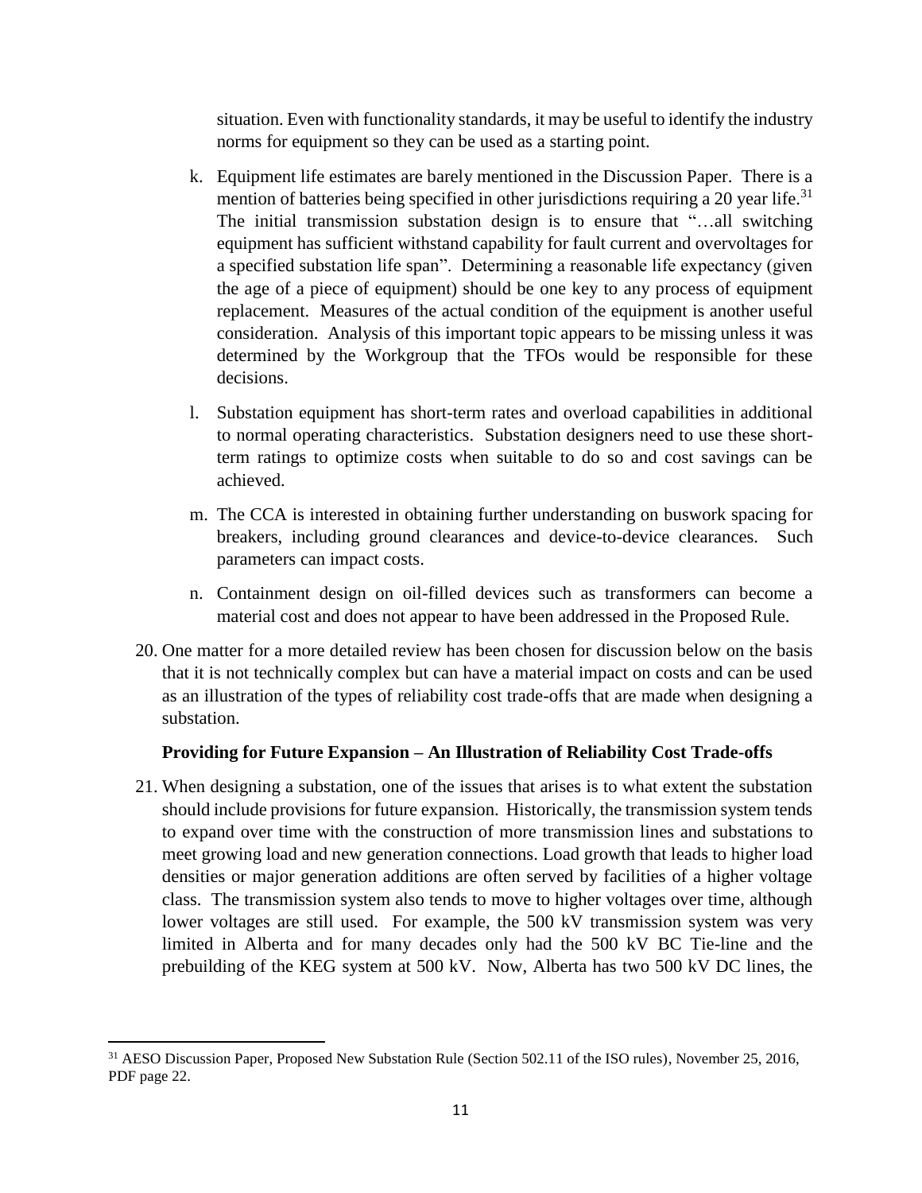situation. Even with functionality standards, it may be useful to identify the industry norms for equipment so they can be used as a starting point.

k. Equipment life estimates are barely mentioned in the Discussion Paper. There is a mention of batteries being specified in other jurisdictions requiring a 20 year life.[31] The initial transmission substation design is to ensure that "…all switching equipment has sufficient withstand capability for fault current and overvoltages for a specified substation life span". Determining a reasonable life expectancy (given the age of a piece of equipment) should be one key to any process of equipment replacement. Measures of the actual condition of the equipment is another useful consideration. Analysis of this important topic appears to be missing unless it was determined by the Workgroup that the TFOs would be responsible for these decisions.

l. Substation equipment has short-term rates and overload capabilities in additional to normal operating characteristics. Substation designers need to use these short-term ratings to optimize costs when suitable to do so and cost savings can be achieved.

m. The CCA is interested in obtaining further understanding on buswork spacing for breakers, including ground clearances and device-to-device clearances. Such parameters can impact costs.

n. Containment design on oil-filled devices such as transformers can become a material cost and does not appear to have been addressed in the Proposed Rule.

20. One matter for a more detailed review has been chosen for discussion below on the basis that it is not technically complex but can have a material impact on costs and can be used as an illustration of the types of reliability cost trade-offs that are made when designing a substation.

**Providing for Future Expansion – An Illustration of Reliability Cost Trade-offs**

21. When designing a substation, one of the issues that arises is to what extent the substation should include provisions for future expansion. Historically, the transmission system tends to expand over time with the construction of more transmission lines and substations to meet growing load and new generation connections. Load growth that leads to higher load densities or major generation additions are often served by facilities of a higher voltage class. The transmission system also tends to move to higher voltages over time, although lower voltages are still used. For example, the 500 kV transmission system was very limited in Alberta and for many decades only had the 500 kV BC Tie-line and the prebuilding of the KEG system at 500 kV. Now, Alberta has two 500 kV DC lines, the

[31] AESO Discussion Paper, Proposed New Substation Rule (Section 502.11 of the ISO rules), November 25, 2016, PDF page 22.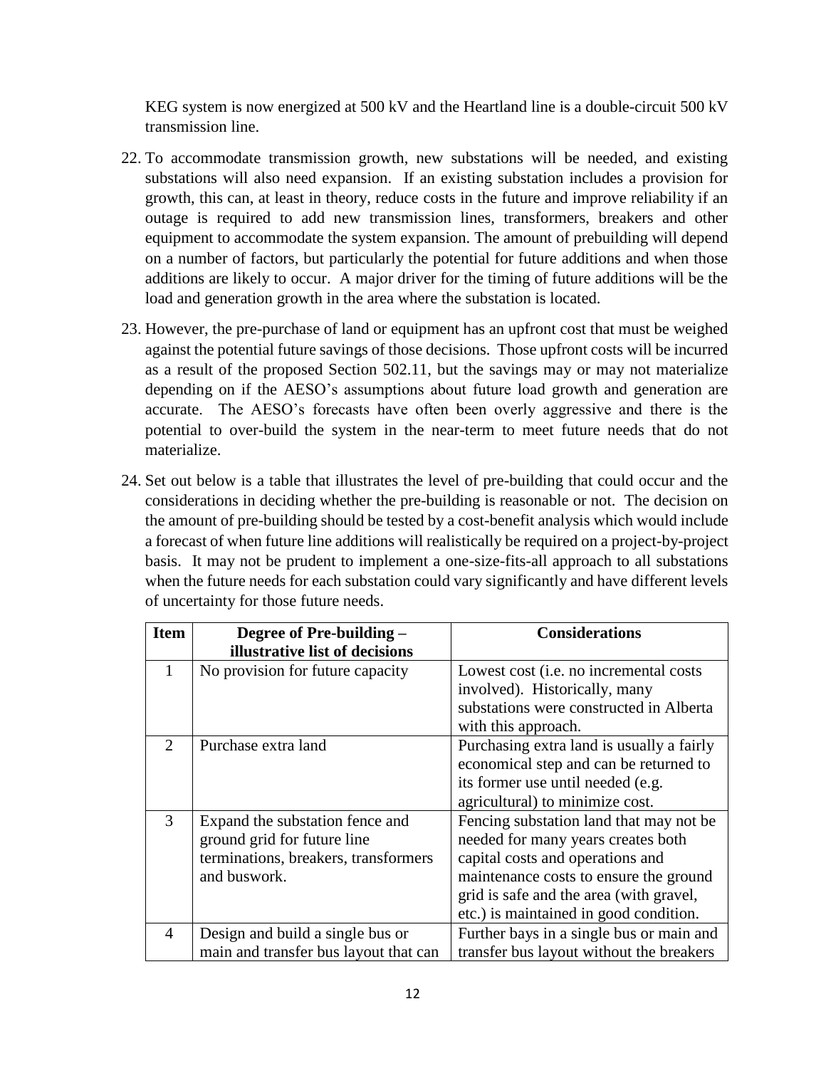KEG system is now energized at 500 kV and the Heartland line is a double-circuit 500 kV transmission line.

22. To accommodate transmission growth, new substations will be needed, and existing substations will also need expansion. If an existing substation includes a provision for growth, this can, at least in theory, reduce costs in the future and improve reliability if an outage is required to add new transmission lines, transformers, breakers and other equipment to accommodate the system expansion. The amount of prebuilding will depend on a number of factors, but particularly the potential for future additions and when those additions are likely to occur. A major driver for the timing of future additions will be the load and generation growth in the area where the substation is located.

23. However, the pre-purchase of land or equipment has an upfront cost that must be weighed against the potential future savings of those decisions. Those upfront costs will be incurred as a result of the proposed Section 502.11, but the savings may or may not materialize depending on if the AESO's assumptions about future load growth and generation are accurate. The AESO's forecasts have often been overly aggressive and there is the potential to over-build the system in the near-term to meet future needs that do not materialize.

24. Set out below is a table that illustrates the level of pre-building that could occur and the considerations in deciding whether the pre-building is reasonable or not. The decision on the amount of pre-building should be tested by a cost-benefit analysis which would include a forecast of when future line additions will realistically be required on a project-by-project basis. It may not be prudent to implement a one-size-fits-all approach to all substations when the future needs for each substation could vary significantly and have different levels of uncertainty for those future needs.

| Item | Degree of Pre-building – illustrative list of decisions | Considerations |
|---|---|---|
| 1 | No provision for future capacity | Lowest cost (i.e. no incremental costs involved). Historically, many substations were constructed in Alberta with this approach. |
| 2 | Purchase extra land | Purchasing extra land is usually a fairly economical step and can be returned to its former use until needed (e.g. agricultural) to minimize cost. |
| 3 | Expand the substation fence and ground grid for future line terminations, breakers, transformers and buswork. | Fencing substation land that may not be needed for many years creates both capital costs and operations and maintenance costs to ensure the ground grid is safe and the area (with gravel, etc.) is maintained in good condition. |
| 4 | Design and build a single bus or main and transfer bus layout that can | Further bays in a single bus or main and transfer bus layout without the breakers |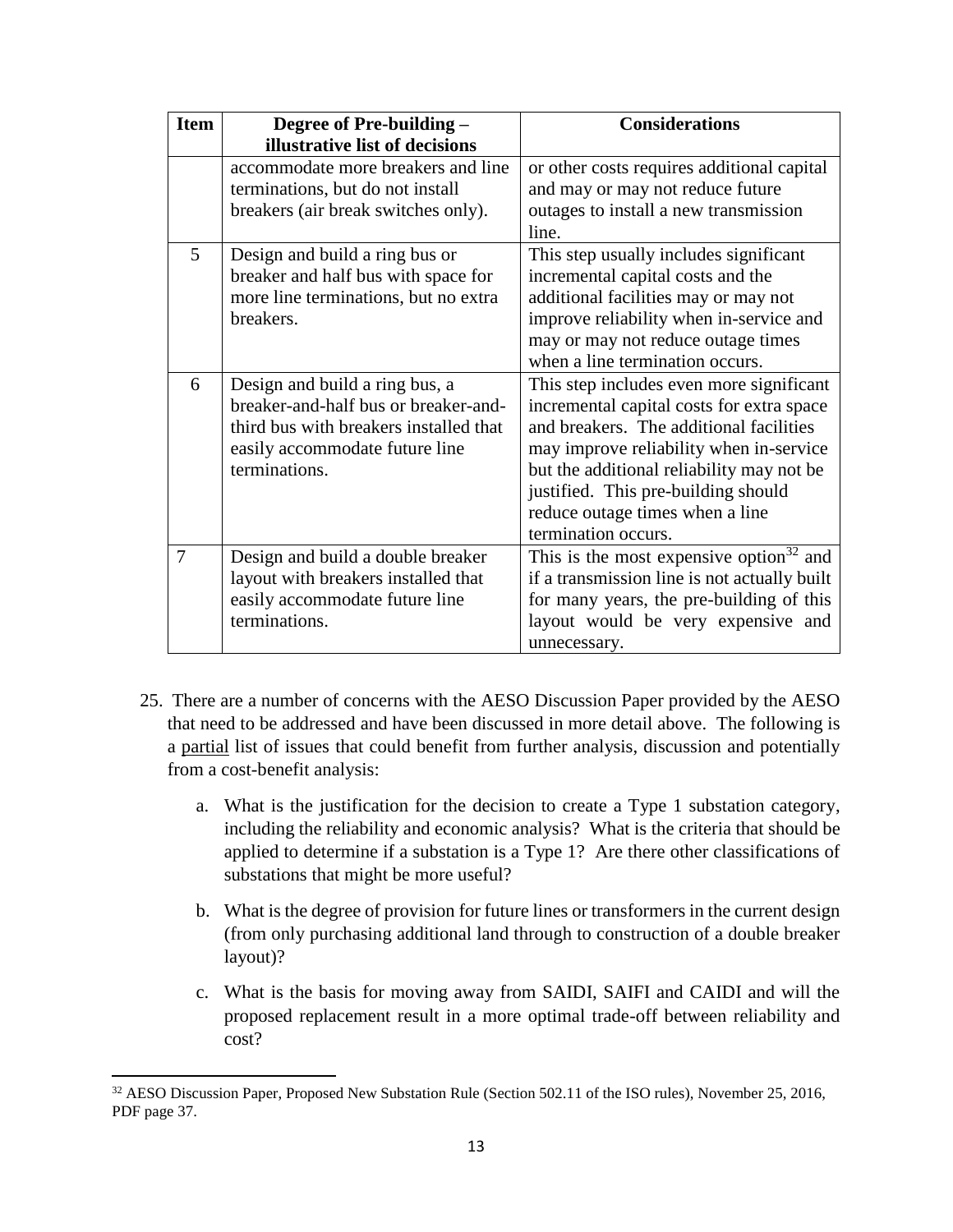| Item | Degree of Pre-building – illustrative list of decisions | Considerations |
|---|---|---|
| | accommodate more breakers and line terminations, but do not install breakers (air break switches only). | or other costs requires additional capital and may or may not reduce future outages to install a new transmission line. |
| 5 | Design and build a ring bus or breaker and half bus with space for more line terminations, but no extra breakers. | This step usually includes significant incremental capital costs and the additional facilities may or may not improve reliability when in-service and may or may not reduce outage times when a line termination occurs. |
| 6 | Design and build a ring bus, a breaker-and-half bus or breaker-and-third bus with breakers installed that easily accommodate future line terminations. | This step includes even more significant incremental capital costs for extra space and breakers. The additional facilities may improve reliability when in-service but the additional reliability may not be justified. This pre-building should reduce outage times when a line termination occurs. |
| 7 | Design and build a double breaker layout with breakers installed that easily accommodate future line terminations. | This is the most expensive option[32] and if a transmission line is not actually built for many years, the pre-building of this layout would be very expensive and unnecessary. |

25. There are a number of concerns with the AESO Discussion Paper provided by the AESO that need to be addressed and have been discussed in more detail above. The following is a partial list of issues that could benefit from further analysis, discussion and potentially from a cost-benefit analysis:

   a. What is the justification for the decision to create a Type 1 substation category, including the reliability and economic analysis? What is the criteria that should be applied to determine if a substation is a Type 1? Are there other classifications of substations that might be more useful?

   b. What is the degree of provision for future lines or transformers in the current design (from only purchasing additional land through to construction of a double breaker layout)?

   c. What is the basis for moving away from SAIDI, SAIFI and CAIDI and will the proposed replacement result in a more optimal trade-off between reliability and cost?

[32] AESO Discussion Paper, Proposed New Substation Rule (Section 502.11 of the ISO rules), November 25, 2016, PDF page 37.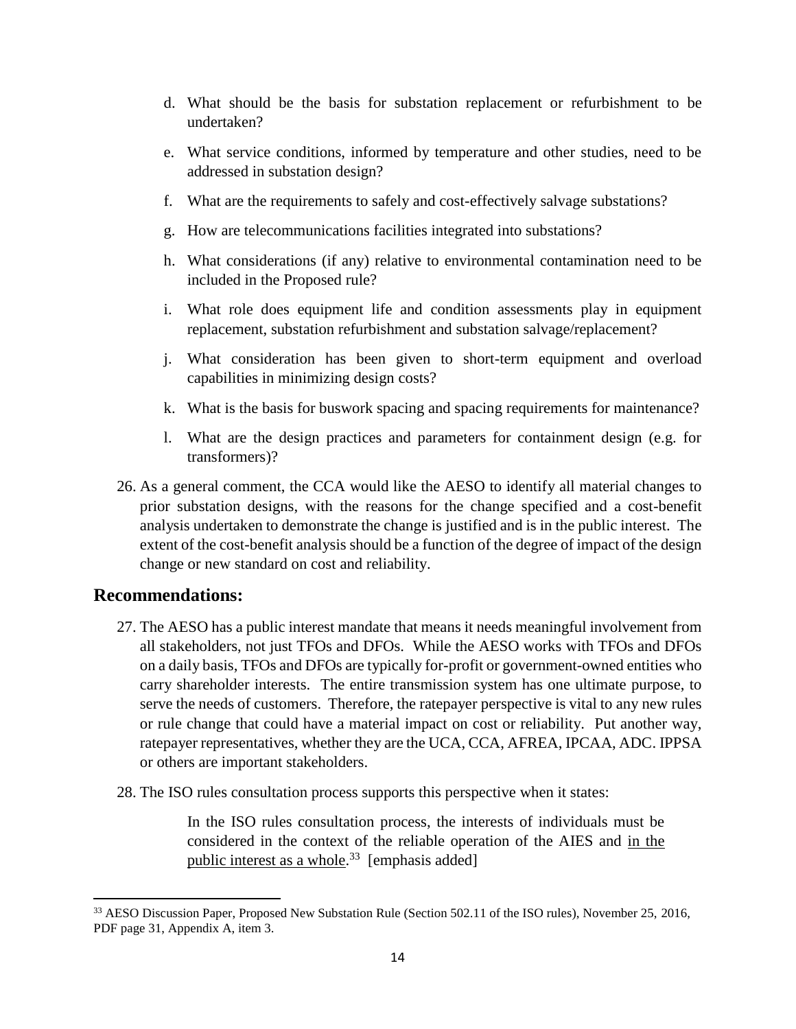d. What should be the basis for substation replacement or refurbishment to be undertaken?

e. What service conditions, informed by temperature and other studies, need to be addressed in substation design?

f. What are the requirements to safely and cost-effectively salvage substations?

g. How are telecommunications facilities integrated into substations?

h. What considerations (if any) relative to environmental contamination need to be included in the Proposed rule?

i. What role does equipment life and condition assessments play in equipment replacement, substation refurbishment and substation salvage/replacement?

j. What consideration has been given to short-term equipment and overload capabilities in minimizing design costs?

k. What is the basis for buswork spacing and spacing requirements for maintenance?

l. What are the design practices and parameters for containment design (e.g. for transformers)?

26. As a general comment, the CCA would like the AESO to identify all material changes to prior substation designs, with the reasons for the change specified and a cost-benefit analysis undertaken to demonstrate the change is justified and is in the public interest. The extent of the cost-benefit analysis should be a function of the degree of impact of the design change or new standard on cost and reliability.

## Recommendations:

27. The AESO has a public interest mandate that means it needs meaningful involvement from all stakeholders, not just TFOs and DFOs. While the AESO works with TFOs and DFOs on a daily basis, TFOs and DFOs are typically for-profit or government-owned entities who carry shareholder interests. The entire transmission system has one ultimate purpose, to serve the needs of customers. Therefore, the ratepayer perspective is vital to any new rules or rule change that could have a material impact on cost or reliability. Put another way, ratepayer representatives, whether they are the UCA, CCA, AFREA, IPCAA, ADC. IPPSA or others are important stakeholders.

28. The ISO rules consultation process supports this perspective when it states:

> In the ISO rules consultation process, the interests of individuals must be considered in the context of the reliable operation of the AIES and <u>in the public interest as a whole</u>.[33] [emphasis added]

[33] AESO Discussion Paper, Proposed New Substation Rule (Section 502.11 of the ISO rules), November 25, 2016, PDF page 31, Appendix A, item 3.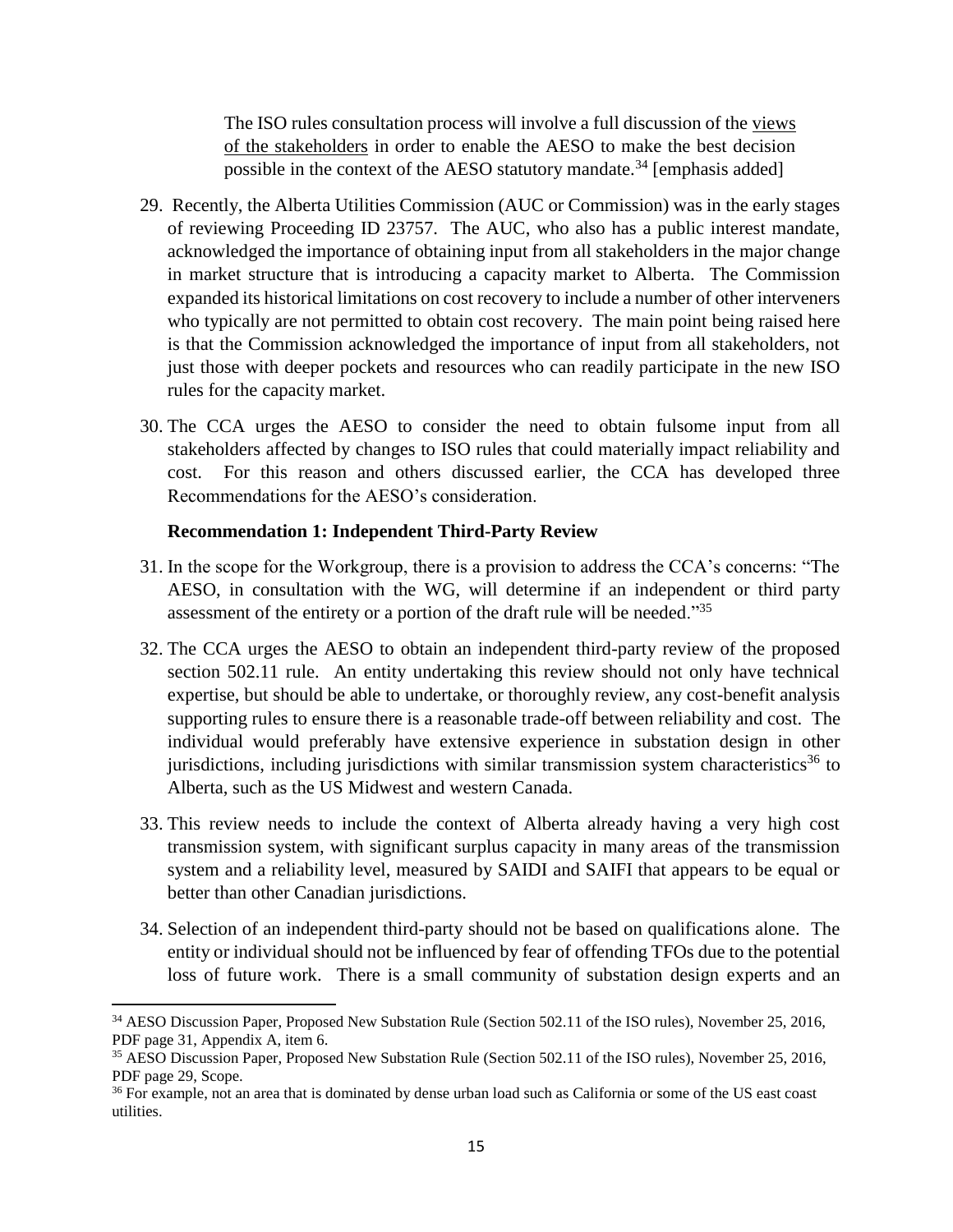> The ISO rules consultation process will involve a full discussion of the views of the stakeholders in order to enable the AESO to make the best decision possible in the context of the AESO statutory mandate.[34] [emphasis added]

29. Recently, the Alberta Utilities Commission (AUC or Commission) was in the early stages of reviewing Proceeding ID 23757. The AUC, who also has a public interest mandate, acknowledged the importance of obtaining input from all stakeholders in the major change in market structure that is introducing a capacity market to Alberta. The Commission expanded its historical limitations on cost recovery to include a number of other interveners who typically are not permitted to obtain cost recovery. The main point being raised here is that the Commission acknowledged the importance of input from all stakeholders, not just those with deeper pockets and resources who can readily participate in the new ISO rules for the capacity market.

30. The CCA urges the AESO to consider the need to obtain fulsome input from all stakeholders affected by changes to ISO rules that could materially impact reliability and cost. For this reason and others discussed earlier, the CCA has developed three Recommendations for the AESO's consideration.

**Recommendation 1: Independent Third-Party Review**

31. In the scope for the Workgroup, there is a provision to address the CCA's concerns: "The AESO, in consultation with the WG, will determine if an independent or third party assessment of the entirety or a portion of the draft rule will be needed."[35]

32. The CCA urges the AESO to obtain an independent third-party review of the proposed section 502.11 rule. An entity undertaking this review should not only have technical expertise, but should be able to undertake, or thoroughly review, any cost-benefit analysis supporting rules to ensure there is a reasonable trade-off between reliability and cost. The individual would preferably have extensive experience in substation design in other jurisdictions, including jurisdictions with similar transmission system characteristics[36] to Alberta, such as the US Midwest and western Canada.

33. This review needs to include the context of Alberta already having a very high cost transmission system, with significant surplus capacity in many areas of the transmission system and a reliability level, measured by SAIDI and SAIFI that appears to be equal or better than other Canadian jurisdictions.

34. Selection of an independent third-party should not be based on qualifications alone. The entity or individual should not be influenced by fear of offending TFOs due to the potential loss of future work. There is a small community of substation design experts and an

---

[34] AESO Discussion Paper, Proposed New Substation Rule (Section 502.11 of the ISO rules), November 25, 2016, PDF page 31, Appendix A, item 6.

[35] AESO Discussion Paper, Proposed New Substation Rule (Section 502.11 of the ISO rules), November 25, 2016, PDF page 29, Scope.

[36] For example, not an area that is dominated by dense urban load such as California or some of the US east coast utilities.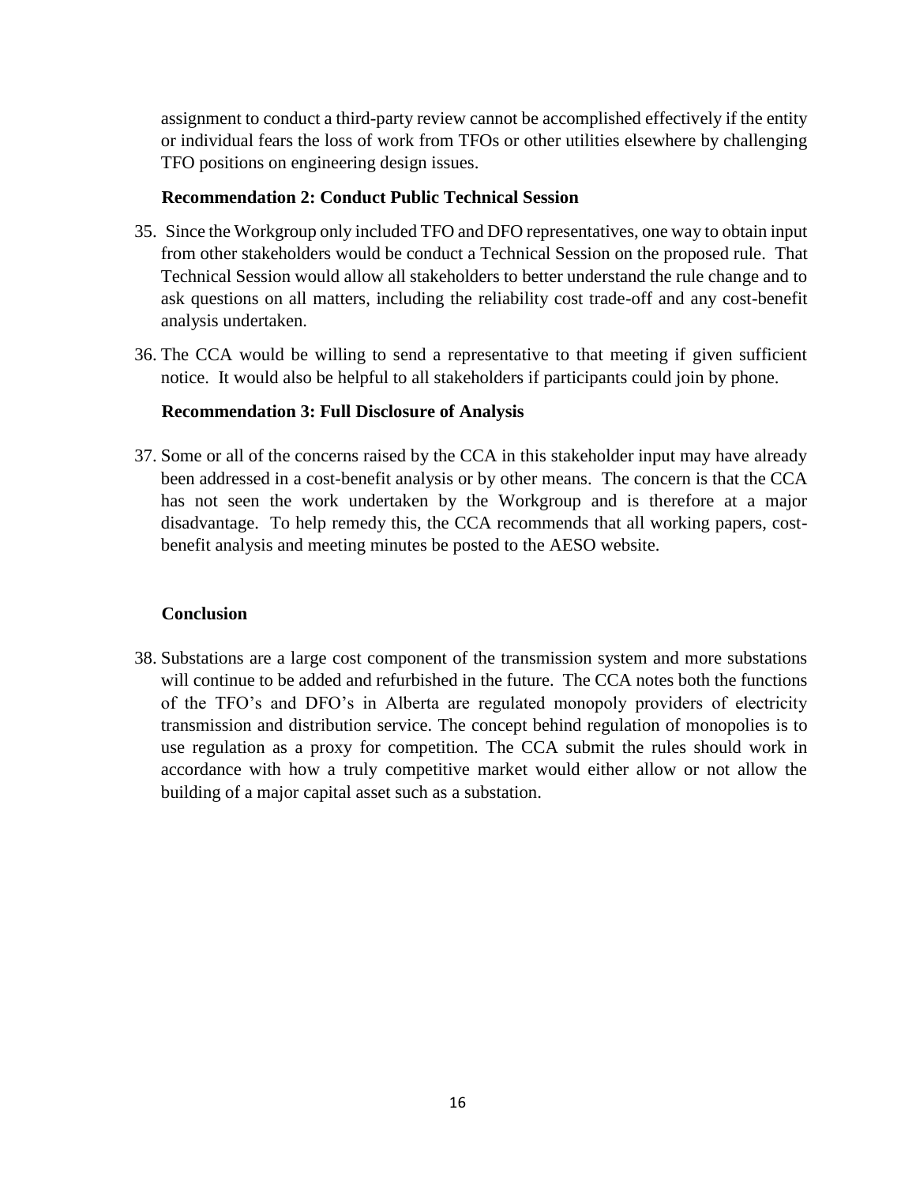assignment to conduct a third-party review cannot be accomplished effectively if the entity or individual fears the loss of work from TFOs or other utilities elsewhere by challenging TFO positions on engineering design issues.

**Recommendation 2: Conduct Public Technical Session**

35. Since the Workgroup only included TFO and DFO representatives, one way to obtain input from other stakeholders would be conduct a Technical Session on the proposed rule. That Technical Session would allow all stakeholders to better understand the rule change and to ask questions on all matters, including the reliability cost trade-off and any cost-benefit analysis undertaken.

36. The CCA would be willing to send a representative to that meeting if given sufficient notice. It would also be helpful to all stakeholders if participants could join by phone.

**Recommendation 3: Full Disclosure of Analysis**

37. Some or all of the concerns raised by the CCA in this stakeholder input may have already been addressed in a cost-benefit analysis or by other means. The concern is that the CCA has not seen the work undertaken by the Workgroup and is therefore at a major disadvantage. To help remedy this, the CCA recommends that all working papers, cost-benefit analysis and meeting minutes be posted to the AESO website.

**Conclusion**

38. Substations are a large cost component of the transmission system and more substations will continue to be added and refurbished in the future. The CCA notes both the functions of the TFO's and DFO's in Alberta are regulated monopoly providers of electricity transmission and distribution service. The concept behind regulation of monopolies is to use regulation as a proxy for competition. The CCA submit the rules should work in accordance with how a truly competitive market would either allow or not allow the building of a major capital asset such as a substation.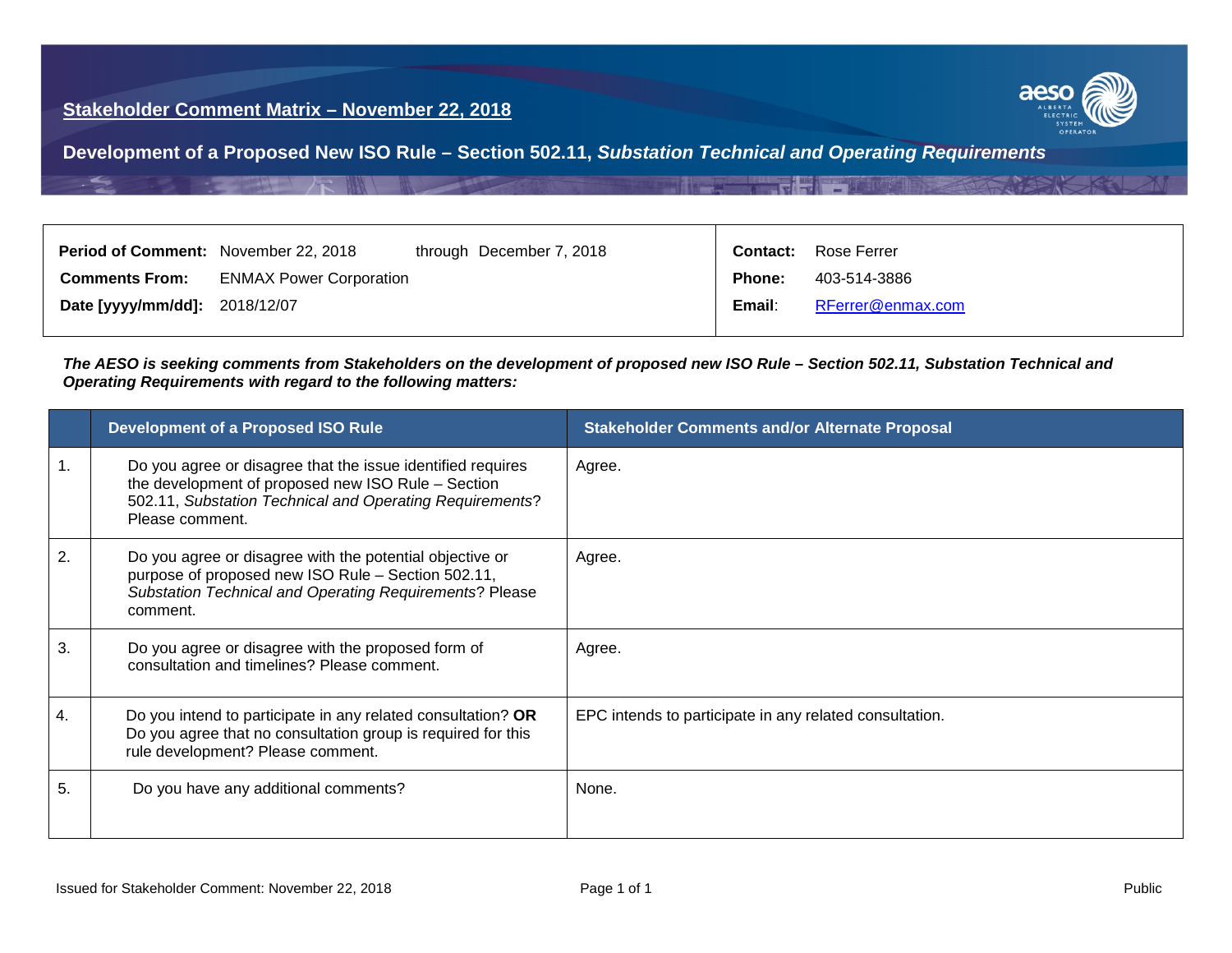# Stakeholder Comment Matrix – November 22, 2018

## Development of a Proposed New ISO Rule – Section 502.11, *Substation Technical and Operating Requirements*

| | | | |
|---|---|---|---|
| **Period of Comment:** | November 22, 2018 through December 7, 2018 | **Contact:** | Rose Ferrer |
| **Comments From:** | ENMAX Power Corporation | **Phone:** | 403-514-3886 |
| **Date [yyyy/mm/dd]:** | 2018/12/07 | **Email:** | RFerrer@enmax.com |

***The AESO is seeking comments from Stakeholders on the development of proposed new ISO Rule – Section 502.11, Substation Technical and Operating Requirements with regard to the following matters:***

| | Development of a Proposed ISO Rule | Stakeholder Comments and/or Alternate Proposal |
|---|---|---|
| 1. | Do you agree or disagree that the issue identified requires the development of proposed new ISO Rule – Section 502.11, *Substation Technical and Operating Requirements*? Please comment. | Agree. |
| 2. | Do you agree or disagree with the potential objective or purpose of proposed new ISO Rule – Section 502.11, *Substation Technical and Operating Requirements*? Please comment. | Agree. |
| 3. | Do you agree or disagree with the proposed form of consultation and timelines? Please comment. | Agree. |
| 4. | Do you intend to participate in any related consultation? **OR** Do you agree that no consultation group is required for this rule development? Please comment. | EPC intends to participate in any related consultation. |
| 5. | Do you have any additional comments? | None. |

Issued for Stakeholder Comment: November 22, 2018

Public